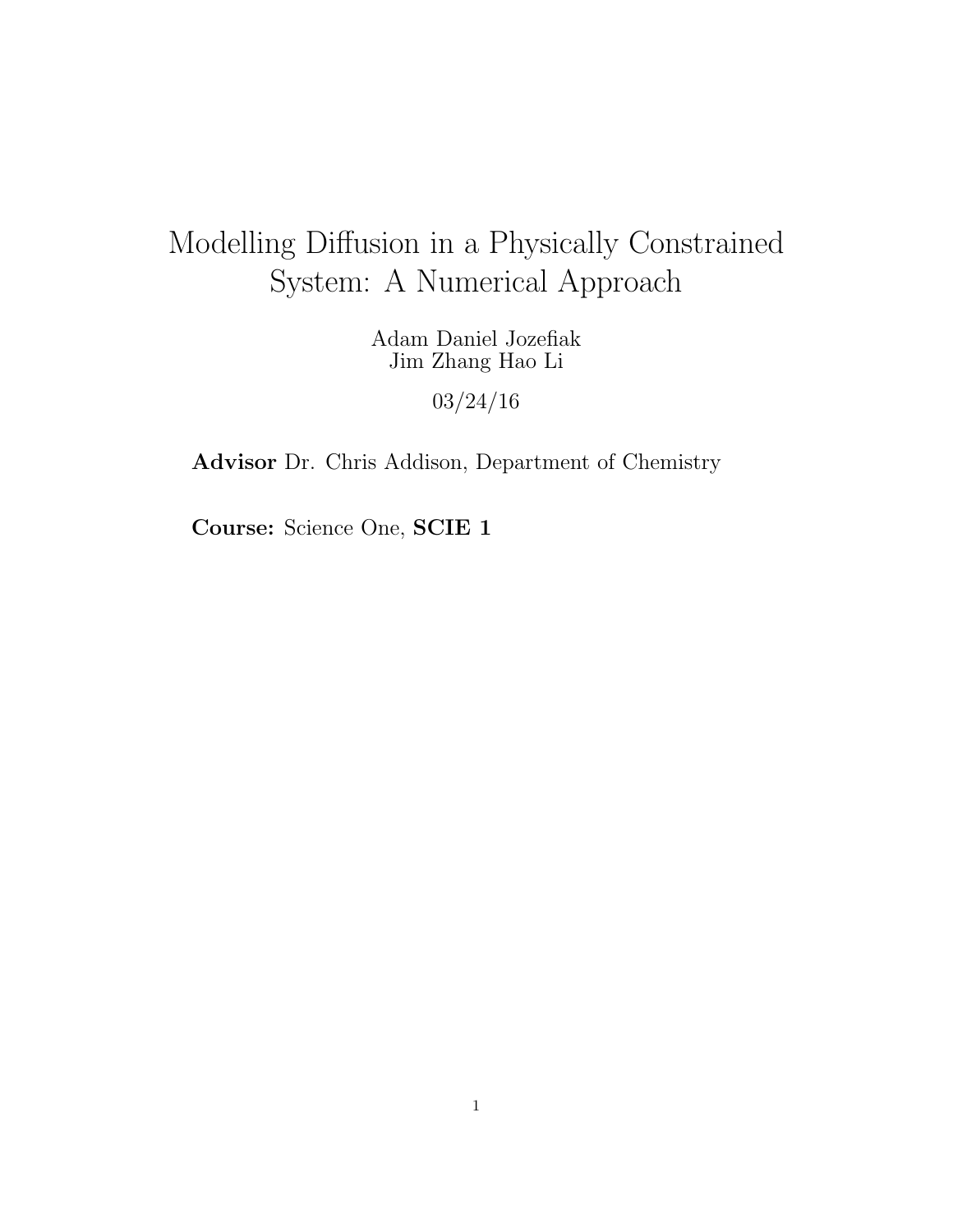# Modelling Diffusion in a Physically Constrained System: A Numerical Approach

Adam Daniel Jozefiak
Jim Zhang Hao Li

03/24/16

**Advisor** Dr. Chris Addison, Department of Chemistry

**Course:** Science One, **SCIE 1**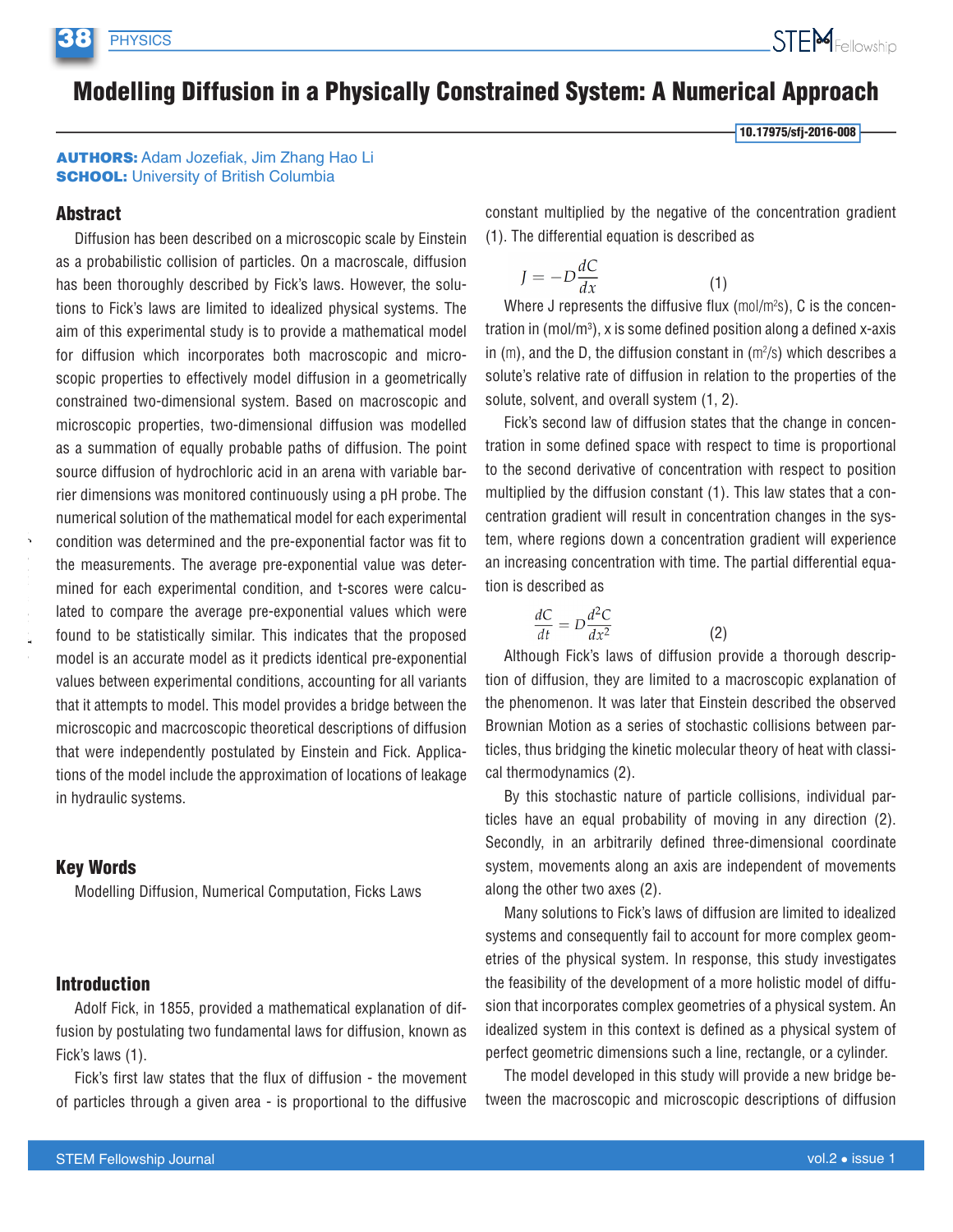# Modelling Diffusion in a Physically Constrained System: A Numerical Approach

10.17975/sfj-2016-008

**AUTHORS:** Adam Jozefiak, Jim Zhang Hao Li
**SCHOOL:** University of British Columbia

## Abstract

Diffusion has been described on a microscopic scale by Einstein as a probabilistic collision of particles. On a macroscale, diffusion has been thoroughly described by Fick's laws. However, the solutions to Fick's laws are limited to idealized physical systems. The aim of this experimental study is to provide a mathematical model for diffusion which incorporates both macroscopic and microscopic properties to effectively model diffusion in a geometrically constrained two-dimensional system. Based on macroscopic and microscopic properties, two-dimensional diffusion was modelled as a summation of equally probable paths of diffusion. The point source diffusion of hydrochloric acid in an arena with variable barrier dimensions was monitored continuously using a pH probe. The numerical solution of the mathematical model for each experimental condition was determined and the pre-exponential factor was fit to the measurements. The average pre-exponential value was determined for each experimental condition, and t-scores were calculated to compare the average pre-exponential values which were found to be statistically similar. This indicates that the proposed model is an accurate model as it predicts identical pre-exponential values between experimental conditions, accounting for all variants that it attempts to model. This model provides a bridge between the microscopic and macrcoscopic theoretical descriptions of diffusion that were independently postulated by Einstein and Fick. Applications of the model include the approximation of locations of leakage in hydraulic systems.

## Key Words

Modelling Diffusion, Numerical Computation, Ficks Laws

## Introduction

Adolf Fick, in 1855, provided a mathematical explanation of diffusion by postulating two fundamental laws for diffusion, known as Fick's laws (1).

Fick's first law states that the flux of diffusion - the movement of particles through a given area - is proportional to the diffusive constant multiplied by the negative of the concentration gradient (1). The differential equation is described as

$$J = -D\frac{dC}{dx} \quad (1)$$

Where J represents the diffusive flux (mol/m$^2$s), C is the concentration in (mol/m$^3$), x is some defined position along a defined x-axis in (m), and the D, the diffusion constant in (m$^2$/s) which describes a solute's relative rate of diffusion in relation to the properties of the solute, solvent, and overall system (1, 2).

Fick's second law of diffusion states that the change in concentration in some defined space with respect to time is proportional to the second derivative of concentration with respect to position multiplied by the diffusion constant (1). This law states that a concentration gradient will result in concentration changes in the system, where regions down a concentration gradient will experience an increasing concentration with time. The partial differential equation is described as

$$\frac{dC}{dt} = D\frac{d^2C}{dx^2} \quad (2)$$

Although Fick's laws of diffusion provide a thorough description of diffusion, they are limited to a macroscopic explanation of the phenomenon. It was later that Einstein described the observed Brownian Motion as a series of stochastic collisions between particles, thus bridging the kinetic molecular theory of heat with classical thermodynamics (2).

By this stochastic nature of particle collisions, individual particles have an equal probability of moving in any direction (2). Secondly, in an arbitrarily defined three-dimensional coordinate system, movements along an axis are independent of movements along the other two axes (2).

Many solutions to Fick's laws of diffusion are limited to idealized systems and consequently fail to account for more complex geometries of the physical system. In response, this study investigates the feasibility of the development of a more holistic model of diffusion that incorporates complex geometries of a physical system. An idealized system in this context is defined as a physical system of perfect geometric dimensions such a line, rectangle, or a cylinder.

The model developed in this study will provide a new bridge between the macroscopic and microscopic descriptions of diffusion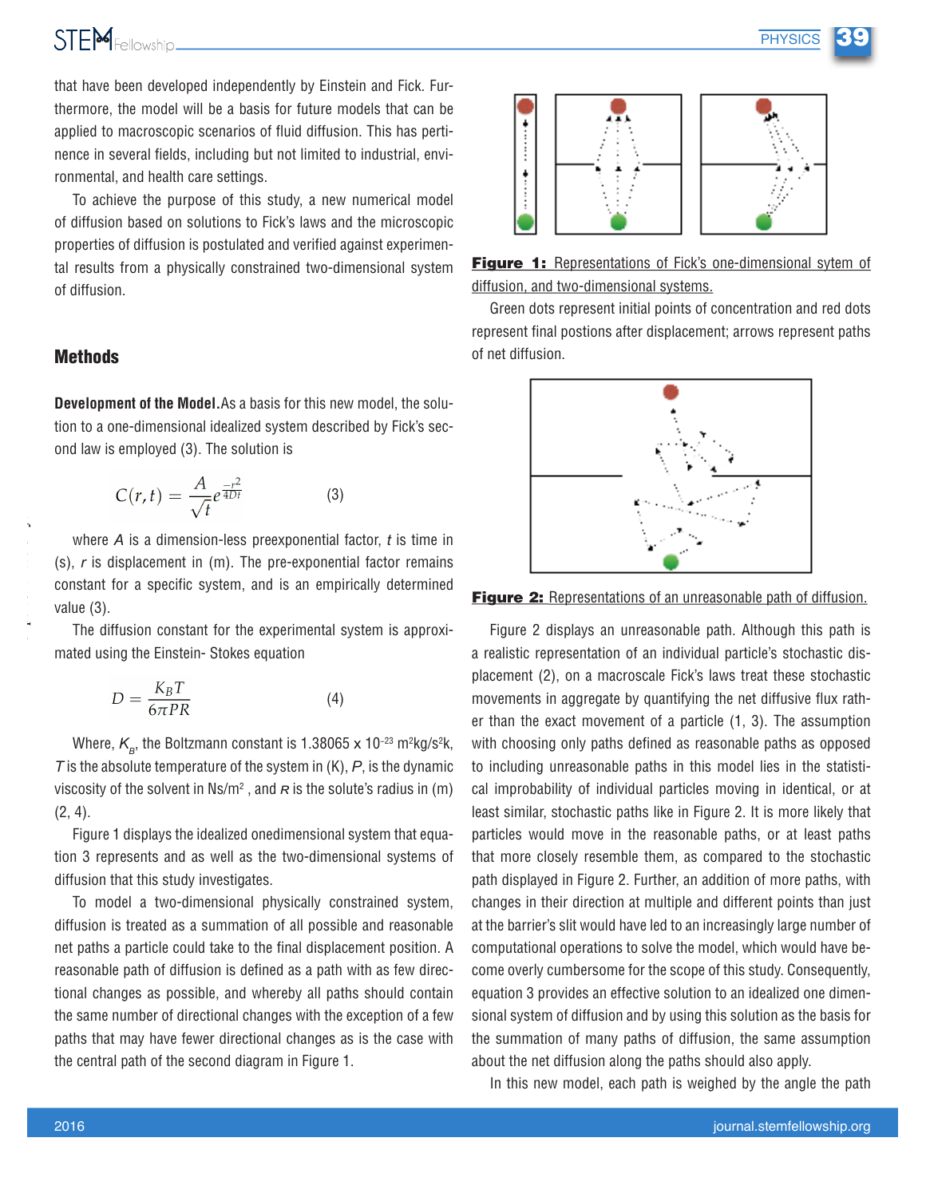that have been developed independently by Einstein and Fick. Furthermore, the model will be a basis for future models that can be applied to macroscopic scenarios of fluid diffusion. This has pertinence in several fields, including but not limited to industrial, environmental, and health care settings.

To achieve the purpose of this study, a new numerical model of diffusion based on solutions to Fick's laws and the microscopic properties of diffusion is postulated and verified against experimental results from a physically constrained two-dimensional system of diffusion.

## Methods

**Development of the Model.** As a basis for this new model, the solution to a one-dimensional idealized system described by Fick's second law is employed (3). The solution is

$$C(r,t) = \frac{A}{\sqrt{t}} e^{\frac{-r^2}{4Dt}} \quad (3)$$

where $A$ is a dimension-less preexponential factor, $t$ is time in (s), $r$ is displacement in (m). The pre-exponential factor remains constant for a specific system, and is an empirically determined value (3).

The diffusion constant for the experimental system is approximated using the Einstein- Stokes equation

$$D = \frac{K_B T}{6\pi P R} \quad (4)$$

Where, $K_B$, the Boltzmann constant is 1.38065 x $10^{-23}$ $m^2kg/s^2k$, $T$ is the absolute temperature of the system in (K), $P$, is the dynamic viscosity of the solvent in $Ns/m^2$ , and $R$ is the solute's radius in (m) (2, 4).

Figure 1 displays the idealized onedimensional system that equation 3 represents and as well as the two-dimensional systems of diffusion that this study investigates.

To model a two-dimensional physically constrained system, diffusion is treated as a summation of all possible and reasonable net paths a particle could take to the final displacement position. A reasonable path of diffusion is defined as a path with as few directional changes as possible, and whereby all paths should contain the same number of directional changes with the exception of a few paths that may have fewer directional changes as is the case with the central path of the second diagram in Figure 1.

**Figure 1:** Representations of Fick's one-dimensional sytem of diffusion, and two-dimensional systems.

Green dots represent initial points of concentration and red dots represent final postions after displacement; arrows represent paths of net diffusion.

**Figure 2:** Representations of an unreasonable path of diffusion.

Figure 2 displays an unreasonable path. Although this path is a realistic representation of an individual particle's stochastic displacement (2), on a macroscale Fick's laws treat these stochastic movements in aggregate by quantifying the net diffusive flux rather than the exact movement of a particle (1, 3). The assumption with choosing only paths defined as reasonable paths as opposed to including unreasonable paths in this model lies in the statistical improbability of individual particles moving in identical, or at least similar, stochastic paths like in Figure 2. It is more likely that particles would move in the reasonable paths, or at least paths that more closely resemble them, as compared to the stochastic path displayed in Figure 2. Further, an addition of more paths, with changes in their direction at multiple and different points than just at the barrier's slit would have led to an increasingly large number of computational operations to solve the model, which would have become overly cumbersome for the scope of this study. Consequently, equation 3 provides an effective solution to an idealized one dimensional system of diffusion and by using this solution as the basis for the summation of many paths of diffusion, the same assumption about the net diffusion along the paths should also apply.

In this new model, each path is weighed by the angle the path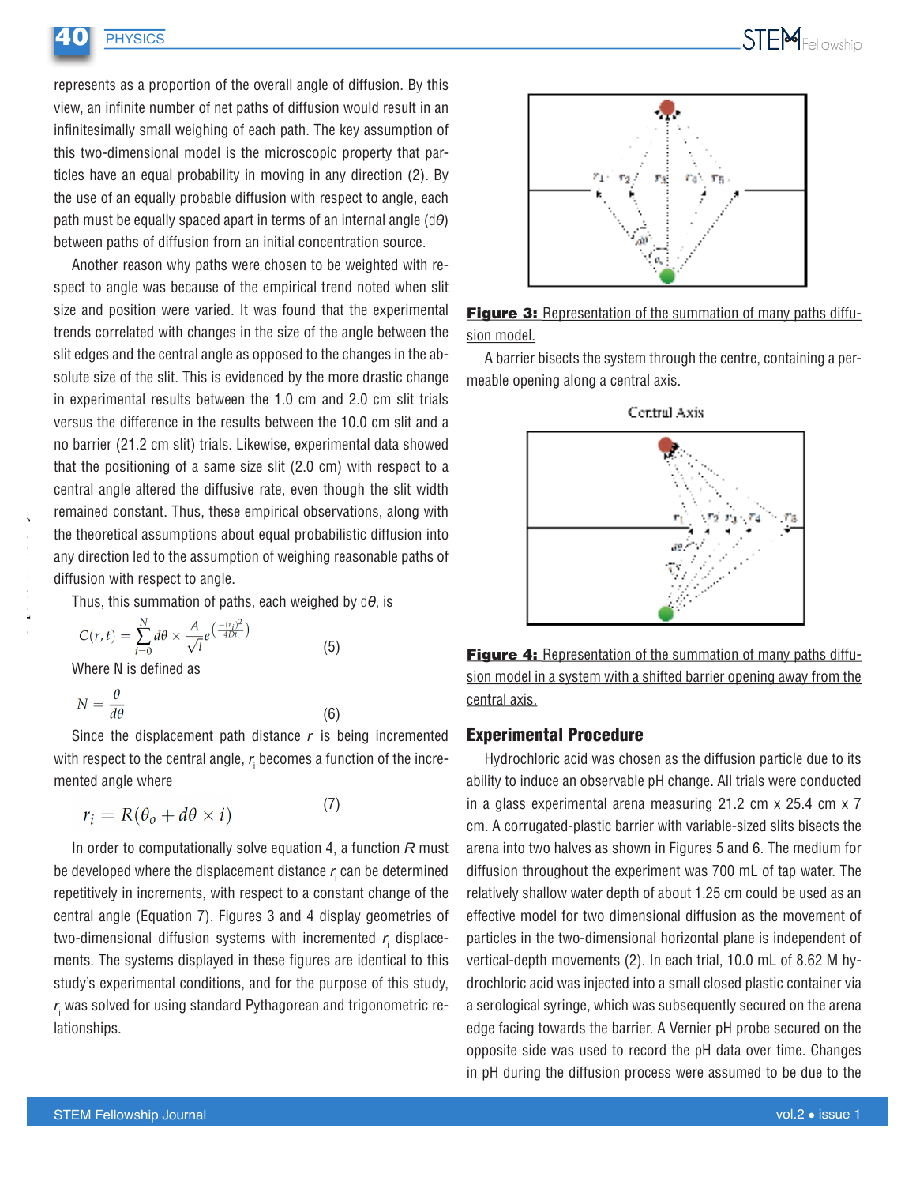represents as a proportion of the overall angle of diffusion. By this view, an infinite number of net paths of diffusion would result in an infinitesimally small weighing of each path. The key assumption of this two-dimensional model is the microscopic property that particles have an equal probability in moving in any direction (2). By the use of an equally probable diffusion with respect to angle, each path must be equally spaced apart in terms of an internal angle ($d\theta$) between paths of diffusion from an initial concentration source.

Another reason why paths were chosen to be weighted with respect to angle was because of the empirical trend noted when slit size and position were varied. It was found that the experimental trends correlated with changes in the size of the angle between the slit edges and the central angle as opposed to the changes in the absolute size of the slit. This is evidenced by the more drastic change in experimental results between the 1.0 cm and 2.0 cm slit trials versus the difference in the results between the 10.0 cm slit and a no barrier (21.2 cm slit) trials. Likewise, experimental data showed that the positioning of a same size slit (2.0 cm) with respect to a central angle altered the diffusive rate, even though the slit width remained constant. Thus, these empirical observations, along with the theoretical assumptions about equal probabilistic diffusion into any direction led to the assumption of weighing reasonable paths of diffusion with respect to angle.

Thus, this summation of paths, each weighed by $d\theta$, is

$$C(r,t) = \sum_{i=0}^{N} d\theta \times \frac{A}{\sqrt{t}} e^{\left(\frac{-(r_i)^2}{4Dt}\right)} \tag{5}$$

Where N is defined as

$$N = \frac{\theta}{d\theta} \tag{6}$$

Since the displacement path distance $r_i$ is being incremented with respect to the central angle, $r_i$ becomes a function of the incremented angle where

$$r_i = R(\theta_o + d\theta \times i) \tag{7}$$

In order to computationally solve equation 4, a function $R$ must be developed where the displacement distance $r_i$ can be determined repetitively in increments, with respect to a constant change of the central angle (Equation 7). Figures 3 and 4 display geometries of two-dimensional diffusion systems with incremented $r_i$ displacements. The systems displayed in these figures are identical to this study's experimental conditions, and for the purpose of this study, $r_i$ was solved for using standard Pythagorean and trigonometric relationships.

**Figure 3:** Representation of the summation of many paths diffusion model.

A barrier bisects the system through the centre, containing a permeable opening along a central axis.

**Figure 4:** Representation of the summation of many paths diffusion model in a system with a shifted barrier opening away from the central axis.

## Experimental Procedure

Hydrochloric acid was chosen as the diffusion particle due to its ability to induce an observable pH change. All trials were conducted in a glass experimental arena measuring 21.2 cm x 25.4 cm x 7 cm. A corrugated-plastic barrier with variable-sized slits bisects the arena into two halves as shown in Figures 5 and 6. The medium for diffusion throughout the experiment was 700 mL of tap water. The relatively shallow water depth of about 1.25 cm could be used as an effective model for two dimensional diffusion as the movement of particles in the two-dimensional horizontal plane is independent of vertical-depth movements (2). In each trial, 10.0 mL of 8.62 M hydrochloric acid was injected into a small closed plastic container via a serological syringe, which was subsequently secured on the arena edge facing towards the barrier. A Vernier pH probe secured on the opposite side was used to record the pH data over time. Changes in pH during the diffusion process were assumed to be due to the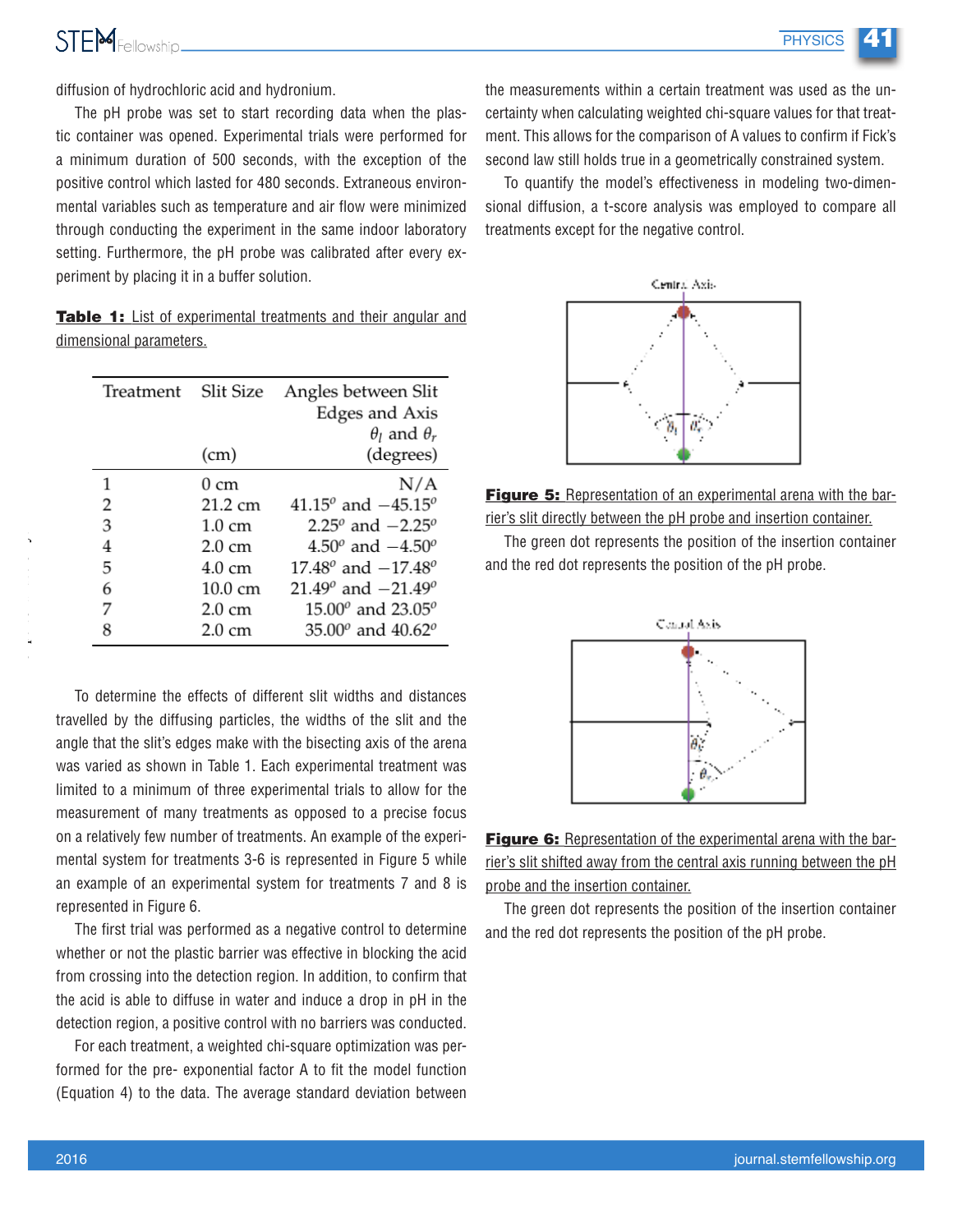diffusion of hydrochloric acid and hydronium.

The pH probe was set to start recording data when the plastic container was opened. Experimental trials were performed for a minimum duration of 500 seconds, with the exception of the positive control which lasted for 480 seconds. Extraneous environmental variables such as temperature and air flow were minimized through conducting the experiment in the same indoor laboratory setting. Furthermore, the pH probe was calibrated after every experiment by placing it in a buffer solution.

**Table 1:** List of experimental treatments and their angular and dimensional parameters.

| Treatment | Slit Size (cm) | Angles between Slit Edges and Axis $\theta_l$ and $\theta_r$ (degrees) |
|---|---|---|
| 1 | 0 cm | N/A |
| 2 | 21.2 cm | $41.15^o$ and $-45.15^o$ |
| 3 | 1.0 cm | $2.25^o$ and $-2.25^o$ |
| 4 | 2.0 cm | $4.50^o$ and $-4.50^o$ |
| 5 | 4.0 cm | $17.48^o$ and $-17.48^o$ |
| 6 | 10.0 cm | $21.49^o$ and $-21.49^o$ |
| 7 | 2.0 cm | $15.00^o$ and $23.05^o$ |
| 8 | 2.0 cm | $35.00^o$ and $40.62^o$ |

To determine the effects of different slit widths and distances travelled by the diffusing particles, the widths of the slit and the angle that the slit's edges make with the bisecting axis of the arena was varied as shown in Table 1. Each experimental treatment was limited to a minimum of three experimental trials to allow for the measurement of many treatments as opposed to a precise focus on a relatively few number of treatments. An example of the experimental system for treatments 3-6 is represented in Figure 5 while an example of an experimental system for treatments 7 and 8 is represented in Figure 6.

The first trial was performed as a negative control to determine whether or not the plastic barrier was effective in blocking the acid from crossing into the detection region. In addition, to confirm that the acid is able to diffuse in water and induce a drop in pH in the detection region, a positive control with no barriers was conducted.

For each treatment, a weighted chi-square optimization was performed for the pre- exponential factor A to fit the model function (Equation 4) to the data. The average standard deviation between the measurements within a certain treatment was used as the uncertainty when calculating weighted chi-square values for that treatment. This allows for the comparison of A values to confirm if Fick's second law still holds true in a geometrically constrained system.

To quantify the model's effectiveness in modeling two-dimensional diffusion, a t-score analysis was employed to compare all treatments except for the negative control.

**Figure 5:** Representation of an experimental arena with the barrier's slit directly between the pH probe and insertion container.

The green dot represents the position of the insertion container and the red dot represents the position of the pH probe.

**Figure 6:** Representation of the experimental arena with the barrier's slit shifted away from the central axis running between the pH probe and the insertion container.

The green dot represents the position of the insertion container and the red dot represents the position of the pH probe.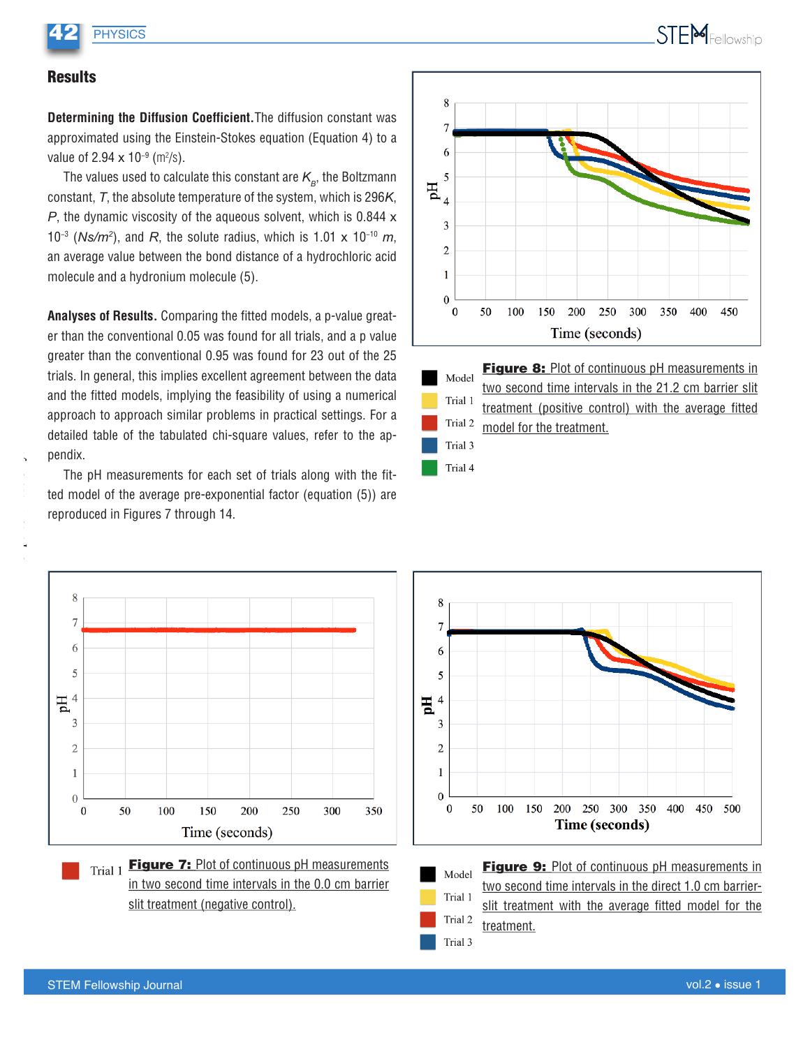## Results

**Determining the Diffusion Coefficient.** The diffusion constant was approximated using the Einstein-Stokes equation (Equation 4) to a value of $2.94 \times 10^{-9}$ ($m^2/s$).

The values used to calculate this constant are $K_B$, the Boltzmann constant, $T$, the absolute temperature of the system, which is 296$K$, $P$, the dynamic viscosity of the aqueous solvent, which is $0.844 \times 10^{-3}$ ($Ns/m^2$), and $R$, the solute radius, which is $1.01 \times 10^{-10}$ $m$, an average value between the bond distance of a hydrochloric acid molecule and a hydronium molecule (5).

**Analyses of Results.** Comparing the fitted models, a p-value greater than the conventional 0.05 was found for all trials, and a p value greater than the conventional 0.95 was found for 23 out of the 25 trials. In general, this implies excellent agreement between the data and the fitted models, implying the feasibility of using a numerical approach to approach similar problems in practical settings. For a detailed table of the tabulated chi-square values, refer to the appendix.

The pH measurements for each set of trials along with the fitted model of the average pre-exponential factor (equation (5)) are reproduced in Figures 7 through 14.

**Figure 8:** Plot of continuous pH measurements in two second time intervals in the 21.2 cm barrier slit treatment (positive control) with the average fitted model for the treatment.

**Figure 7:** Plot of continuous pH measurements in two second time intervals in the 0.0 cm barrier slit treatment (negative control).

**Figure 9:** Plot of continuous pH measurements in two second time intervals in the direct 1.0 cm barrier-slit treatment with the average fitted model for the treatment.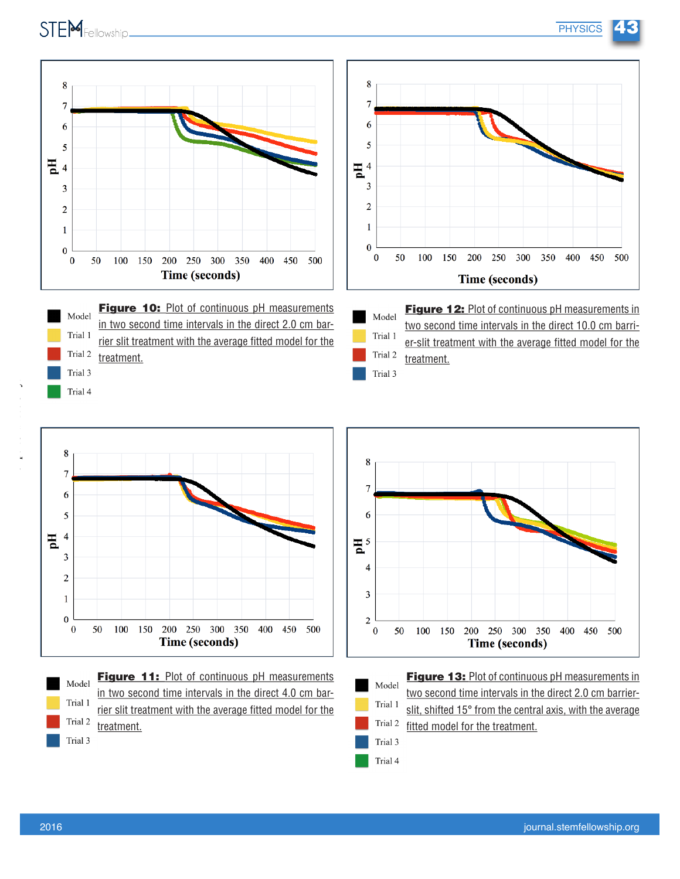**Figure 10:** Plot of continuous pH measurements in two second time intervals in the direct 2.0 cm barrier slit treatment with the average fitted model for the treatment.

**Figure 12:** Plot of continuous pH measurements in two second time intervals in the direct 10.0 cm barrier-slit treatment with the average fitted model for the treatment.

**Figure 11:** Plot of continuous pH measurements in two second time intervals in the direct 4.0 cm barrier slit treatment with the average fitted model for the treatment.

**Figure 13:** Plot of continuous pH measurements in two second time intervals in the direct 2.0 cm barrier-slit, shifted 15° from the central axis, with the average fitted model for the treatment.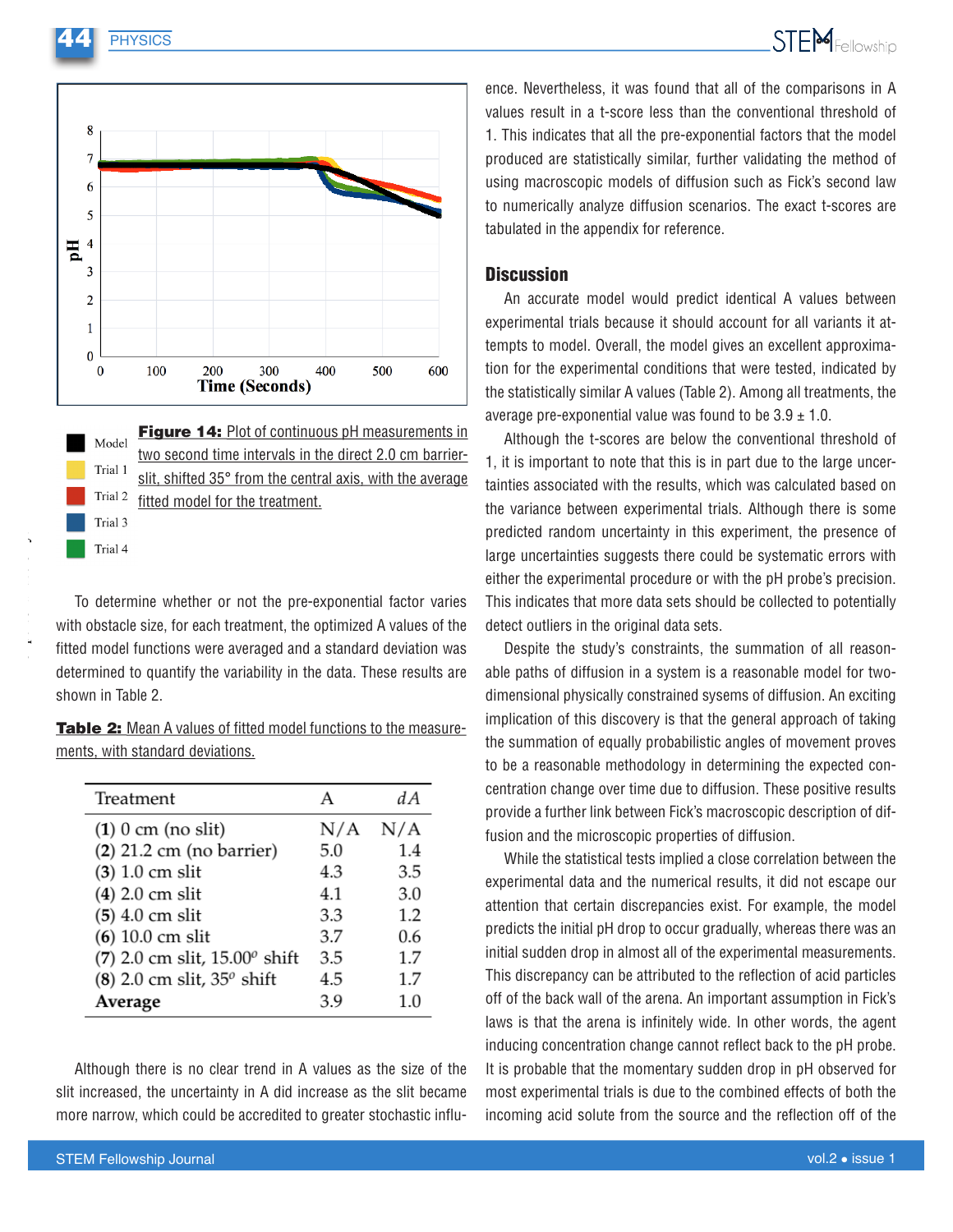**Figure 14:** Plot of continuous pH measurements in two second time intervals in the direct 2.0 cm barrier-slit, shifted 35° from the central axis, with the average fitted model for the treatment.

To determine whether or not the pre-exponential factor varies with obstacle size, for each treatment, the optimized A values of the fitted model functions were averaged and a standard deviation was determined to quantify the variability in the data. These results are shown in Table 2.

**Table 2:** Mean A values of fitted model functions to the measurements, with standard deviations.

| Treatment | A | $dA$ |
|---|---|---|
| (1) 0 cm (no slit) | N/A | N/A |
| (2) 21.2 cm (no barrier) | 5.0 | 1.4 |
| (3) 1.0 cm slit | 4.3 | 3.5 |
| (4) 2.0 cm slit | 4.1 | 3.0 |
| (5) 4.0 cm slit | 3.3 | 1.2 |
| (6) 10.0 cm slit | 3.7 | 0.6 |
| (7) 2.0 cm slit, 15.00° shift | 3.5 | 1.7 |
| (8) 2.0 cm slit, 35° shift | 4.5 | 1.7 |
| **Average** | 3.9 | 1.0 |

Although there is no clear trend in A values as the size of the slit increased, the uncertainty in A did increase as the slit became more narrow, which could be accredited to greater stochastic influence. Nevertheless, it was found that all of the comparisons in A values result in a t-score less than the conventional threshold of 1. This indicates that all the pre-exponential factors that the model produced are statistically similar, further validating the method of using macroscopic models of diffusion such as Fick's second law to numerically analyze diffusion scenarios. The exact t-scores are tabulated in the appendix for reference.

## Discussion

An accurate model would predict identical A values between experimental trials because it should account for all variants it attempts to model. Overall, the model gives an excellent approximation for the experimental conditions that were tested, indicated by the statistically similar A values (Table 2). Among all treatments, the average pre-exponential value was found to be 3.9 ± 1.0.

Although the t-scores are below the conventional threshold of 1, it is important to note that this is in part due to the large uncertainties associated with the results, which was calculated based on the variance between experimental trials. Although there is some predicted random uncertainty in this experiment, the presence of large uncertainties suggests there could be systematic errors with either the experimental procedure or with the pH probe's precision. This indicates that more data sets should be collected to potentially detect outliers in the original data sets.

Despite the study's constraints, the summation of all reasonable paths of diffusion in a system is a reasonable model for two-dimensional physically constrained sysems of diffusion. An exciting implication of this discovery is that the general approach of taking the summation of equally probabilistic angles of movement proves to be a reasonable methodology in determining the expected concentration change over time due to diffusion. These positive results provide a further link between Fick's macroscopic description of diffusion and the microscopic properties of diffusion.

While the statistical tests implied a close correlation between the experimental data and the numerical results, it did not escape our attention that certain discrepancies exist. For example, the model predicts the initial pH drop to occur gradually, whereas there was an initial sudden drop in almost all of the experimental measurements. This discrepancy can be attributed to the reflection of acid particles off of the back wall of the arena. An important assumption in Fick's laws is that the arena is infinitely wide. In other words, the agent inducing concentration change cannot reflect back to the pH probe. It is probable that the momentary sudden drop in pH observed for most experimental trials is due to the combined effects of both the incoming acid solute from the source and the reflection off of the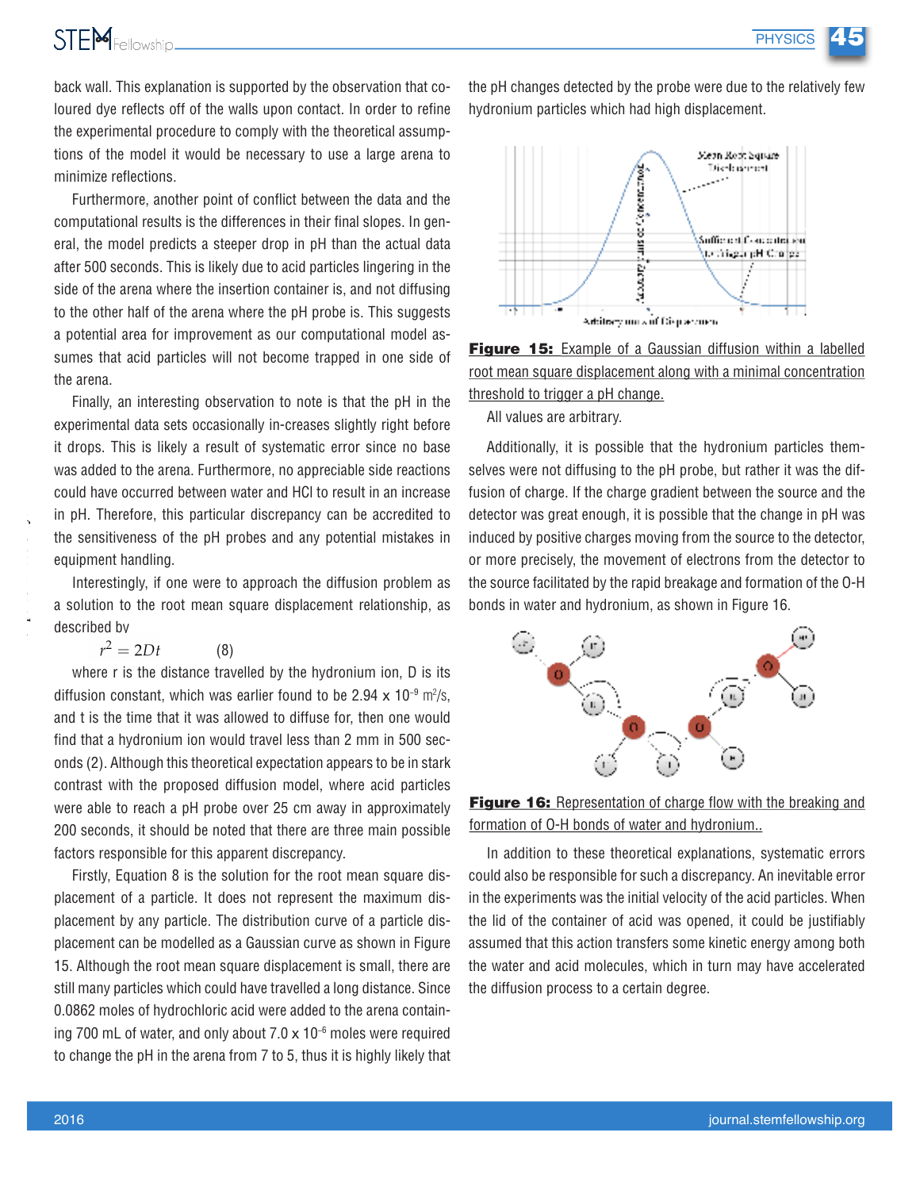back wall. This explanation is supported by the observation that coloured dye reflects off of the walls upon contact. In order to refine the experimental procedure to comply with the theoretical assumptions of the model it would be necessary to use a large arena to minimize reflections.

Furthermore, another point of conflict between the data and the computational results is the differences in their final slopes. In general, the model predicts a steeper drop in pH than the actual data after 500 seconds. This is likely due to acid particles lingering in the side of the arena where the insertion container is, and not diffusing to the other half of the arena where the pH probe is. This suggests a potential area for improvement as our computational model assumes that acid particles will not become trapped in one side of the arena.

Finally, an interesting observation to note is that the pH in the experimental data sets occasionally in-creases slightly right before it drops. This is likely a result of systematic error since no base was added to the arena. Furthermore, no appreciable side reactions could have occurred between water and HCl to result in an increase in pH. Therefore, this particular discrepancy can be accredited to the sensitiveness of the pH probes and any potential mistakes in equipment handling.

Interestingly, if one were to approach the diffusion problem as a solution to the root mean square displacement relationship, as described by

$$r^2 = 2Dt \qquad (8)$$

where r is the distance travelled by the hydronium ion, D is its diffusion constant, which was earlier found to be $2.94 \times 10^{-9}$ m$^2$/s, and t is the time that it was allowed to diffuse for, then one would find that a hydronium ion would travel less than 2 mm in 500 seconds (2). Although this theoretical expectation appears to be in stark contrast with the proposed diffusion model, where acid particles were able to reach a pH probe over 25 cm away in approximately 200 seconds, it should be noted that there are three main possible factors responsible for this apparent discrepancy.

Firstly, Equation 8 is the solution for the root mean square displacement of a particle. It does not represent the maximum displacement by any particle. The distribution curve of a particle displacement can be modelled as a Gaussian curve as shown in Figure 15. Although the root mean square displacement is small, there are still many particles which could have travelled a long distance. Since 0.0862 moles of hydrochloric acid were added to the arena containing 700 mL of water, and only about $7.0 \times 10^{-6}$ moles were required to change the pH in the arena from 7 to 5, thus it is highly likely that the pH changes detected by the probe were due to the relatively few hydronium particles which had high displacement.

**Figure 15:** Example of a Gaussian diffusion within a labelled root mean square displacement along with a minimal concentration threshold to trigger a pH change.

All values are arbitrary.

Additionally, it is possible that the hydronium particles themselves were not diffusing to the pH probe, but rather it was the diffusion of charge. If the charge gradient between the source and the detector was great enough, it is possible that the change in pH was induced by positive charges moving from the source to the detector, or more precisely, the movement of electrons from the detector to the source facilitated by the rapid breakage and formation of the O-H bonds in water and hydronium, as shown in Figure 16.

**Figure 16:** Representation of charge flow with the breaking and formation of O-H bonds of water and hydronium..

In addition to these theoretical explanations, systematic errors could also be responsible for such a discrepancy. An inevitable error in the experiments was the initial velocity of the acid particles. When the lid of the container of acid was opened, it could be justifiably assumed that this action transfers some kinetic energy among both the water and acid molecules, which in turn may have accelerated the diffusion process to a certain degree.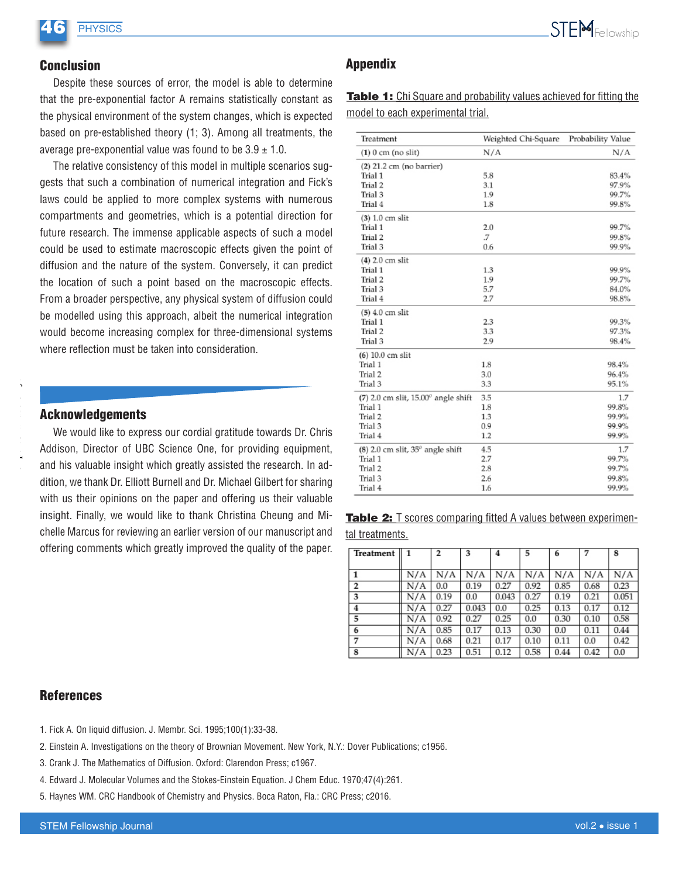## Conclusion

Despite these sources of error, the model is able to determine that the pre-exponential factor A remains statistically constant as the physical environment of the system changes, which is expected based on pre-established theory (1; 3). Among all treatments, the average pre-exponential value was found to be 3.9 ± 1.0.

The relative consistency of this model in multiple scenarios suggests that such a combination of numerical integration and Fick's laws could be applied to more complex systems with numerous compartments and geometries, which is a potential direction for future research. The immense applicable aspects of such a model could be used to estimate macroscopic effects given the point of diffusion and the nature of the system. Conversely, it can predict the location of such a point based on the macroscopic effects. From a broader perspective, any physical system of diffusion could be modelled using this approach, albeit the numerical integration would become increasing complex for three-dimensional systems where reflection must be taken into consideration.

## Acknowledgements

We would like to express our cordial gratitude towards Dr. Chris Addison, Director of UBC Science One, for providing equipment, and his valuable insight which greatly assisted the research. In addition, we thank Dr. Elliott Burnell and Dr. Michael Gilbert for sharing with us their opinions on the paper and offering us their valuable insight. Finally, we would like to thank Christina Cheung and Michelle Marcus for reviewing an earlier version of our manuscript and offering comments which greatly improved the quality of the paper.

## Appendix

**Table 1:** Chi Square and probability values achieved for fitting the model to each experimental trial.

| Treatment | Weighted Chi-Square | Probability Value |
|---|---|---|
| (1) 0 cm (no slit) | N/A | N/A |
| (2) 21.2 cm (no barrier) | | |
| Trial 1 | 5.8 | 83.4% |
| Trial 2 | 3.1 | 97.9% |
| Trial 3 | 1.9 | 99.7% |
| Trial 4 | 1.8 | 99.8% |
| (3) 1.0 cm slit | | |
| Trial 1 | 2.0 | 99.7% |
| Trial 2 | .7 | 99.8% |
| Trial 3 | 0.6 | 99.9% |
| (4) 2.0 cm slit | | |
| Trial 1 | 1.3 | 99.9% |
| Trial 2 | 1.9 | 99.7% |
| Trial 3 | 5.7 | 84.0% |
| Trial 4 | 2.7 | 98.8% |
| (5) 4.0 cm slit | | |
| Trial 1 | 2.3 | 99.3% |
| Trial 2 | 3.3 | 97.3% |
| Trial 3 | 2.9 | 98.4% |
| (6) 10.0 cm slit | | |
| Trial 1 | 1.8 | 98.4% |
| Trial 2 | 3.0 | 96.4% |
| Trial 3 | 3.3 | 95.1% |
| (7) 2.0 cm slit, 15.00° angle shift | 3.5 | 1.7 |
| Trial 1 | 1.8 | 99.8% |
| Trial 2 | 1.3 | 99.9% |
| Trial 3 | 0.9 | 99.9% |
| Trial 4 | 1.2 | 99.9% |
| (8) 2.0 cm slit, 35° angle shift | 4.5 | 1.7 |
| Trial 1 | 2.7 | 99.7% |
| Trial 2 | 2.8 | 99.7% |
| Trial 3 | 2.6 | 99.8% |
| Trial 4 | 1.6 | 99.9% |

**Table 2:** T scores comparing fitted A values between experimental treatments.

| Treatment | 1 | 2 | 3 | 4 | 5 | 6 | 7 | 8 |
|---|---|---|---|---|---|---|---|---|
| 1 | N/A | N/A | N/A | N/A | N/A | N/A | N/A | N/A |
| 2 | N/A | 0.0 | 0.19 | 0.27 | 0.92 | 0.85 | 0.68 | 0.23 |
| 3 | N/A | 0.19 | 0.0 | 0.043 | 0.27 | 0.19 | 0.21 | 0.051 |
| 4 | N/A | 0.27 | 0.043 | 0.0 | 0.25 | 0.13 | 0.17 | 0.12 |
| 5 | N/A | 0.92 | 0.27 | 0.25 | 0.0 | 0.30 | 0.10 | 0.58 |
| 6 | N/A | 0.85 | 0.17 | 0.13 | 0.30 | 0.0 | 0.11 | 0.44 |
| 7 | N/A | 0.68 | 0.21 | 0.17 | 0.10 | 0.11 | 0.0 | 0.42 |
| 8 | N/A | 0.23 | 0.51 | 0.12 | 0.58 | 0.44 | 0.42 | 0.0 |

## References

1. Fick A. On liquid diffusion. J. Membr. Sci. 1995;100(1):33-38.
2. Einstein A. Investigations on the theory of Brownian Movement. New York, N.Y.: Dover Publications; c1956.
3. Crank J. The Mathematics of Diffusion. Oxford: Clarendon Press; c1967.
4. Edward J. Molecular Volumes and the Stokes-Einstein Equation. J Chem Educ. 1970;47(4):261.
5. Haynes WM. CRC Handbook of Chemistry and Physics. Boca Raton, Fla.: CRC Press; c2016.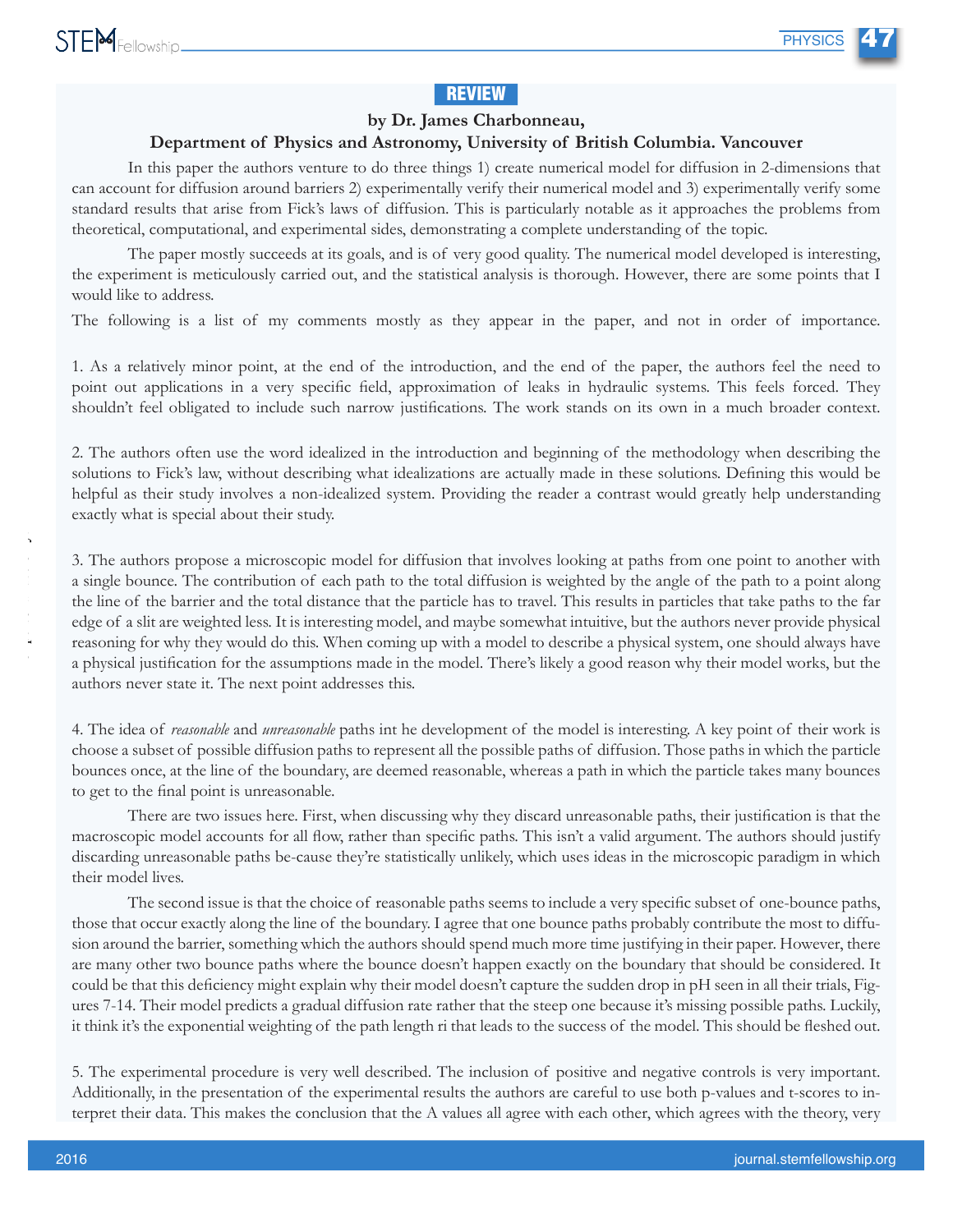## REVIEW

**by Dr. James Charbonneau,**

**Department of Physics and Astronomy, University of British Columbia. Vancouver**

In this paper the authors venture to do three things 1) create numerical model for diffusion in 2-dimensions that can account for diffusion around barriers 2) experimentally verify their numerical model and 3) experimentally verify some standard results that arise from Fick's laws of diffusion. This is particularly notable as it approaches the problems from theoretical, computational, and experimental sides, demonstrating a complete understanding of the topic.

The paper mostly succeeds at its goals, and is of very good quality. The numerical model developed is interesting, the experiment is meticulously carried out, and the statistical analysis is thorough. However, there are some points that I would like to address.

The following is a list of my comments mostly as they appear in the paper, and not in order of importance.

1. As a relatively minor point, at the end of the introduction, and the end of the paper, the authors feel the need to point out applications in a very specific field, approximation of leaks in hydraulic systems. This feels forced. They shouldn't feel obligated to include such narrow justifications. The work stands on its own in a much broader context.

2. The authors often use the word idealized in the introduction and beginning of the methodology when describing the solutions to Fick's law, without describing what idealizations are actually made in these solutions. Defining this would be helpful as their study involves a non-idealized system. Providing the reader a contrast would greatly help understanding exactly what is special about their study.

3. The authors propose a microscopic model for diffusion that involves looking at paths from one point to another with a single bounce. The contribution of each path to the total diffusion is weighted by the angle of the path to a point along the line of the barrier and the total distance that the particle has to travel. This results in particles that take paths to the far edge of a slit are weighted less. It is interesting model, and maybe somewhat intuitive, but the authors never provide physical reasoning for why they would do this. When coming up with a model to describe a physical system, one should always have a physical justification for the assumptions made in the model. There's likely a good reason why their model works, but the authors never state it. The next point addresses this.

4. The idea of *reasonable* and *unreasonable* paths int he development of the model is interesting. A key point of their work is choose a subset of possible diffusion paths to represent all the possible paths of diffusion. Those paths in which the particle bounces once, at the line of the boundary, are deemed reasonable, whereas a path in which the particle takes many bounces to get to the final point is unreasonable.

There are two issues here. First, when discussing why they discard unreasonable paths, their justification is that the macroscopic model accounts for all flow, rather than specific paths. This isn't a valid argument. The authors should justify discarding unreasonable paths be-cause they're statistically unlikely, which uses ideas in the microscopic paradigm in which their model lives.

The second issue is that the choice of reasonable paths seems to include a very specific subset of one-bounce paths, those that occur exactly along the line of the boundary. I agree that one bounce paths probably contribute the most to diffusion around the barrier, something which the authors should spend much more time justifying in their paper. However, there are many other two bounce paths where the bounce doesn't happen exactly on the boundary that should be considered. It could be that this deficiency might explain why their model doesn't capture the sudden drop in pH seen in all their trials, Figures 7-14. Their model predicts a gradual diffusion rate rather that the steep one because it's missing possible paths. Luckily, it think it's the exponential weighting of the path length ri that leads to the success of the model. This should be fleshed out.

5. The experimental procedure is very well described. The inclusion of positive and negative controls is very important. Additionally, in the presentation of the experimental results the authors are careful to use both p-values and t-scores to interpret their data. This makes the conclusion that the A values all agree with each other, which agrees with the theory, very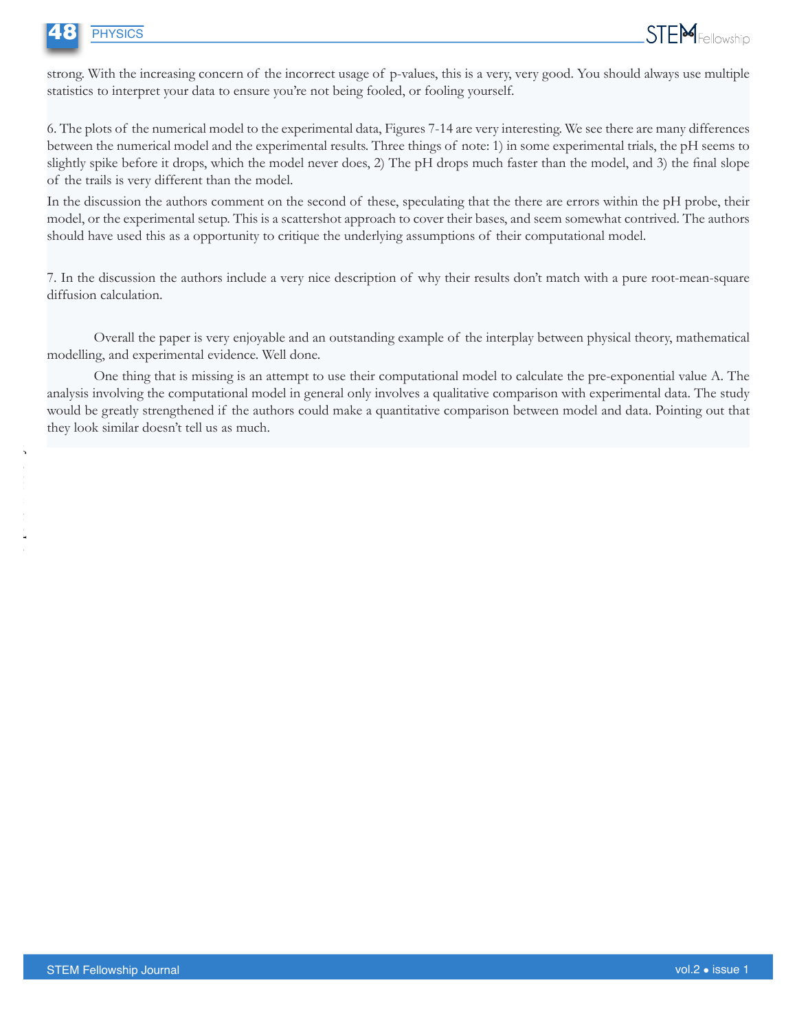strong. With the increasing concern of the incorrect usage of p-values, this is a very, very good. You should always use multiple statistics to interpret your data to ensure you're not being fooled, or fooling yourself.

6. The plots of the numerical model to the experimental data, Figures 7-14 are very interesting. We see there are many differences between the numerical model and the experimental results. Three things of note: 1) in some experimental trials, the pH seems to slightly spike before it drops, which the model never does, 2) The pH drops much faster than the model, and 3) the final slope of the trails is very different than the model.

In the discussion the authors comment on the second of these, speculating that the there are errors within the pH probe, their model, or the experimental setup. This is a scattershot approach to cover their bases, and seem somewhat contrived. The authors should have used this as a opportunity to critique the underlying assumptions of their computational model.

7. In the discussion the authors include a very nice description of why their results don't match with a pure root-mean-square diffusion calculation.

Overall the paper is very enjoyable and an outstanding example of the interplay between physical theory, mathematical modelling, and experimental evidence. Well done.

One thing that is missing is an attempt to use their computational model to calculate the pre-exponential value A. The analysis involving the computational model in general only involves a qualitative comparison with experimental data. The study would be greatly strengthened if the authors could make a quantitative comparison between model and data. Pointing out that they look similar doesn't tell us as much.